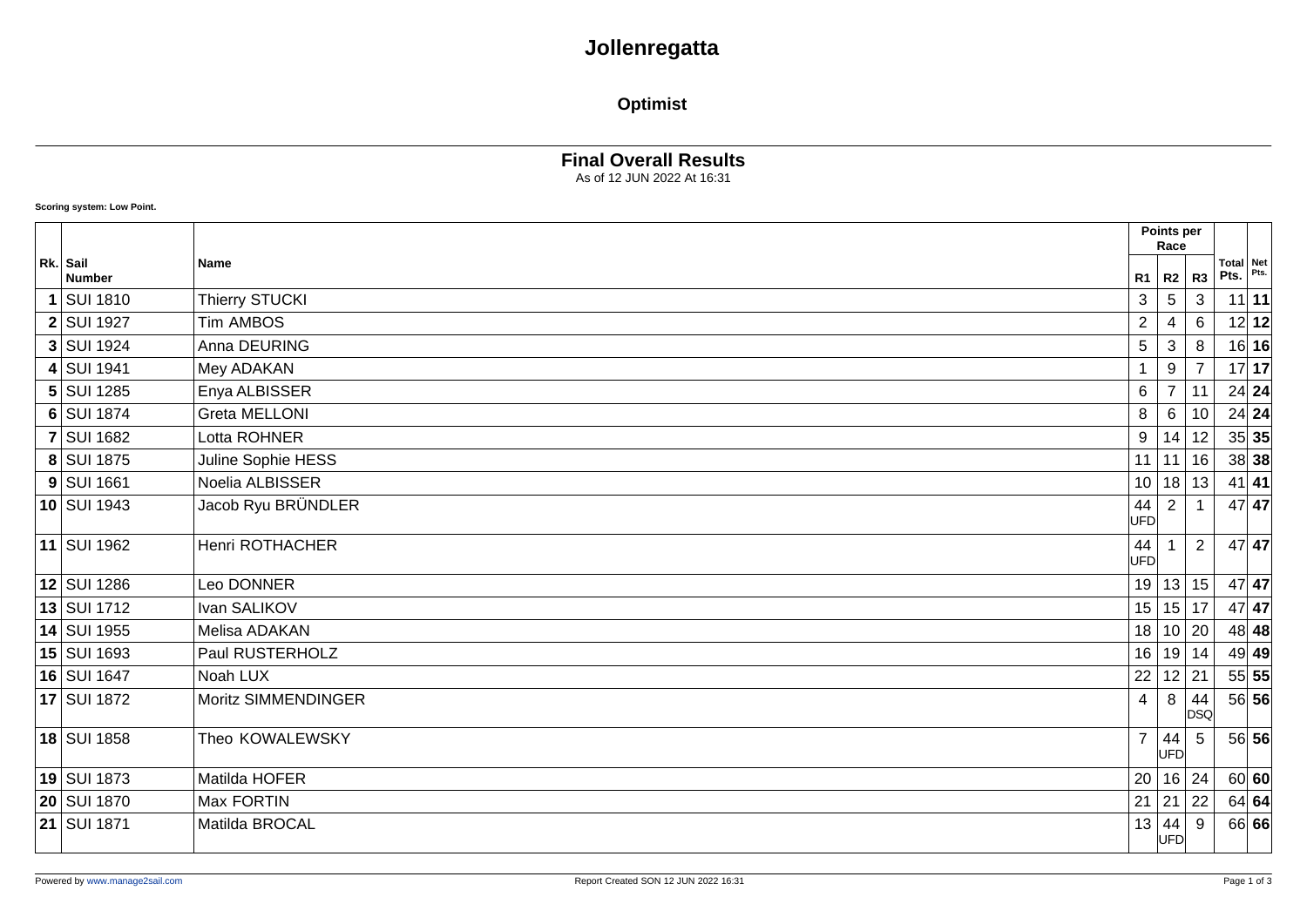# Jollenregatta

## Optimist

### Final Overall Results

As of 12 JUN 2022 At 16:31

**Scoring system: Low Point.**

| Rk. | Sail Number | Name | Points per Race | | | Total Pts. | Net Pts. |
|---|---|---|---|---|---|---|---|
| | | | R1 | R2 | R3 | | |
| **1** | SUI 1810 | Thierry STUCKI | 3 | 5 | 3 | 11 | **11** |
| **2** | SUI 1927 | Tim AMBOS | 2 | 4 | 6 | 12 | **12** |
| **3** | SUI 1924 | Anna DEURING | 5 | 3 | 8 | 16 | **16** |
| **4** | SUI 1941 | Mey ADAKAN | 1 | 9 | 7 | 17 | **17** |
| **5** | SUI 1285 | Enya ALBISSER | 6 | 7 | 11 | 24 | **24** |
| **6** | SUI 1874 | Greta MELLONI | 8 | 6 | 10 | 24 | **24** |
| **7** | SUI 1682 | Lotta ROHNER | 9 | 14 | 12 | 35 | **35** |
| **8** | SUI 1875 | Juline Sophie HESS | 11 | 11 | 16 | 38 | **38** |
| **9** | SUI 1661 | Noelia ALBISSER | 10 | 18 | 13 | 41 | **41** |
| **10** | SUI 1943 | Jacob Ryu BRÜNDLER | 44 UFD | 2 | 1 | 47 | **47** |
| **11** | SUI 1962 | Henri ROTHACHER | 44 UFD | 1 | 2 | 47 | **47** |
| **12** | SUI 1286 | Leo DONNER | 19 | 13 | 15 | 47 | **47** |
| **13** | SUI 1712 | Ivan SALIKOV | 15 | 15 | 17 | 47 | **47** |
| **14** | SUI 1955 | Melisa ADAKAN | 18 | 10 | 20 | 48 | **48** |
| **15** | SUI 1693 | Paul RUSTERHOLZ | 16 | 19 | 14 | 49 | **49** |
| **16** | SUI 1647 | Noah LUX | 22 | 12 | 21 | 55 | **55** |
| **17** | SUI 1872 | Moritz SIMMENDINGER | 4 | 8 | 44 DSQ | 56 | **56** |
| **18** | SUI 1858 | Theo KOWALEWSKY | 7 | 44 UFD | 5 | 56 | **56** |
| **19** | SUI 1873 | Matilda HOFER | 20 | 16 | 24 | 60 | **60** |
| **20** | SUI 1870 | Max FORTIN | 21 | 21 | 22 | 64 | **64** |
| **21** | SUI 1871 | Matilda BROCAL | 13 | 44 UFD | 9 | 66 | **66** |

Powered by www.manage2sail.com

Report Created SON 12 JUN 2022 16:31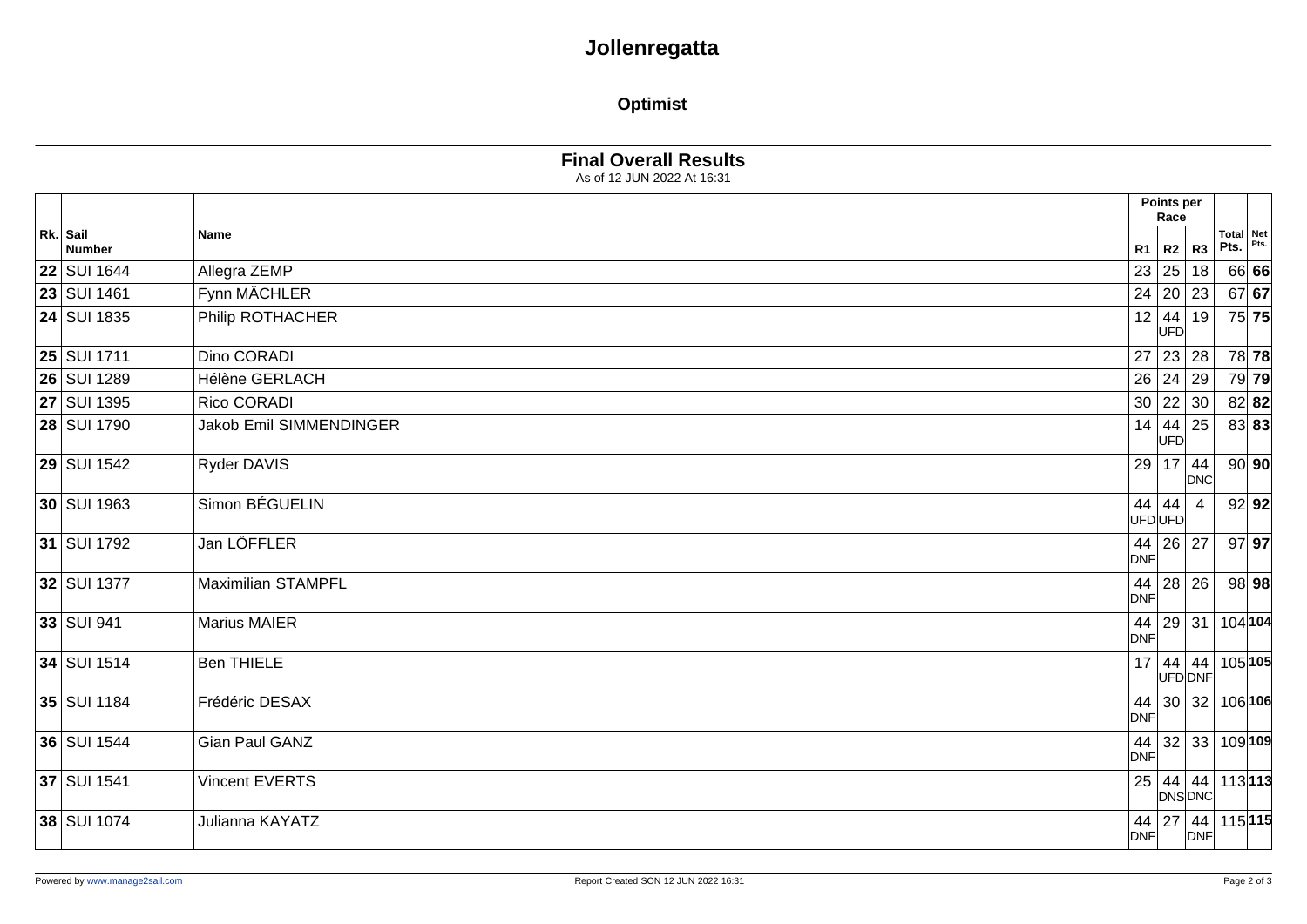# Jollenregatta

## Optimist

### Final Overall Results

As of 12 JUN 2022 At 16:31

| Rk. | Sail Number | Name | Points per Race | | | Total Pts. | Net Pts. |
|---|---|---|---|---|---|---|---|
| | | | R1 | R2 | R3 | | |
| **22** | SUI 1644 | Allegra ZEMP | 23 | 25 | 18 | 66 | **66** |
| **23** | SUI 1461 | Fynn MÄCHLER | 24 | 20 | 23 | 67 | **67** |
| **24** | SUI 1835 | Philip ROTHACHER | 12 | 44 UFD | 19 | 75 | **75** |
| **25** | SUI 1711 | Dino CORADI | 27 | 23 | 28 | 78 | **78** |
| **26** | SUI 1289 | Hélène GERLACH | 26 | 24 | 29 | 79 | **79** |
| **27** | SUI 1395 | Rico CORADI | 30 | 22 | 30 | 82 | **82** |
| **28** | SUI 1790 | Jakob Emil SIMMENDINGER | 14 | 44 UFD | 25 | 83 | **83** |
| **29** | SUI 1542 | Ryder DAVIS | 29 | 17 | 44 DNC | 90 | **90** |
| **30** | SUI 1963 | Simon BÉGUELIN | 44 UFD | 44 UFD | 4 | 92 | **92** |
| **31** | SUI 1792 | Jan LÖFFLER | 44 DNF | 26 | 27 | 97 | **97** |
| **32** | SUI 1377 | Maximilian STAMPFL | 44 DNF | 28 | 26 | 98 | **98** |
| **33** | SUI 941 | Marius MAIER | 44 DNF | 29 | 31 | 104 | **104** |
| **34** | SUI 1514 | Ben THIELE | 17 | 44 UFD | 44 DNF | 105 | **105** |
| **35** | SUI 1184 | Frédéric DESAX | 44 DNF | 30 | 32 | 106 | **106** |
| **36** | SUI 1544 | Gian Paul GANZ | 44 DNF | 32 | 33 | 109 | **109** |
| **37** | SUI 1541 | Vincent EVERTS | 25 | 44 DNS | 44 DNC | 113 | **113** |
| **38** | SUI 1074 | Julianna KAYATZ | 44 DNF | 27 | 44 DNF | 115 | **115** |

Powered by www.manage2sail.com

Report Created SON 12 JUN 2022 16:31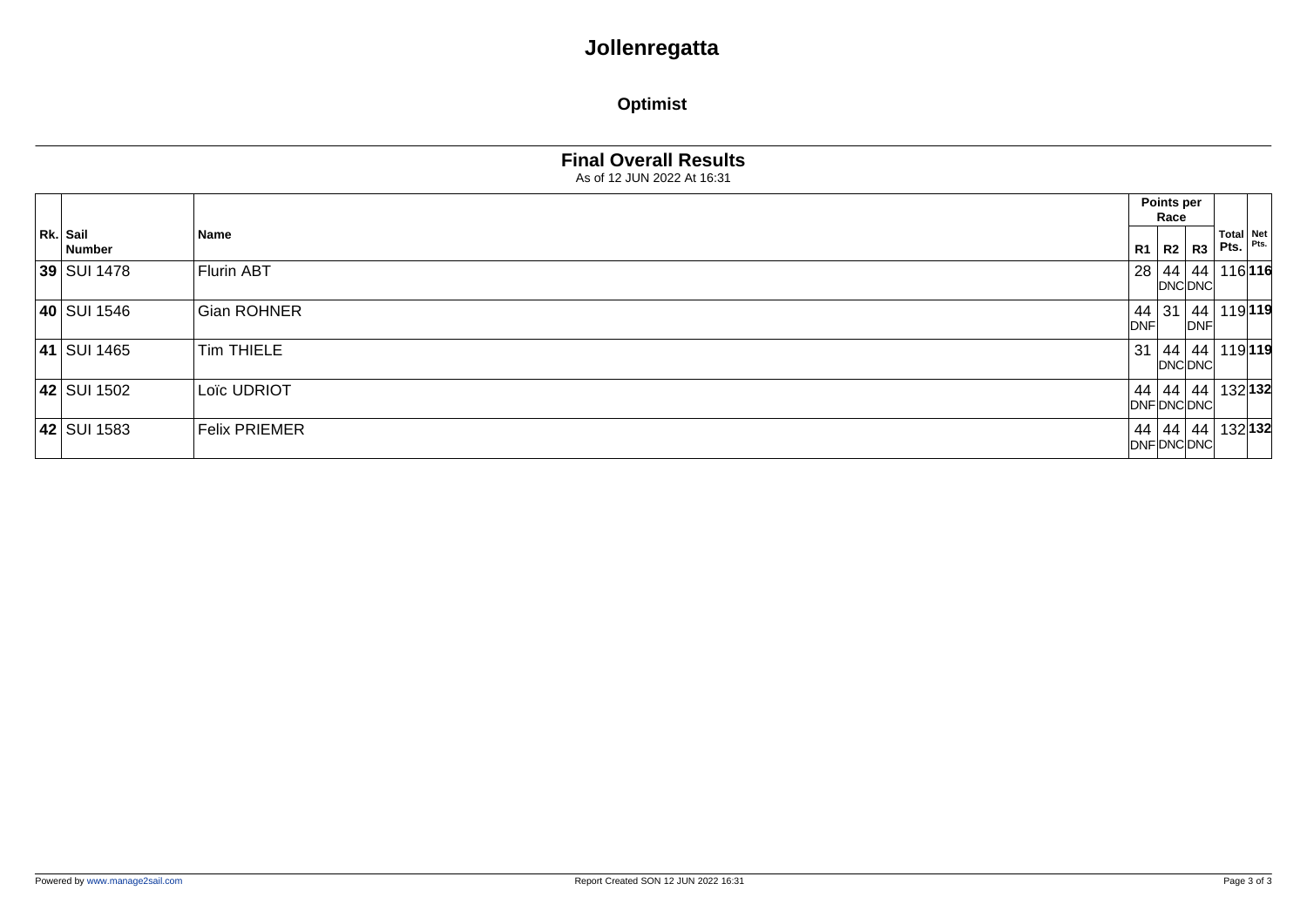# Jollenregatta

## Optimist

### Final Overall Results

As of 12 JUN 2022 At 16:31

| Rk. | Sail Number | Name | Points per Race | | | Total Pts. | Net Pts. |
|---|---|---|---|---|---|---|---|
| | | | R1 | R2 | R3 | | |
| **39** | SUI 1478 | Flurin ABT | 28 | 44 DNC | 44 DNC | 116 | **116** |
| **40** | SUI 1546 | Gian ROHNER | 44 DNF | 31 | 44 DNF | 119 | **119** |
| **41** | SUI 1465 | Tim THIELE | 31 | 44 DNC | 44 DNC | 119 | **119** |
| **42** | SUI 1502 | Loïc UDRIOT | 44 DNF | 44 DNC | 44 DNC | 132 | **132** |
| **42** | SUI 1583 | Felix PRIEMER | 44 DNF | 44 DNC | 44 DNC | 132 | **132** |

Powered by www.manage2sail.com

Report Created SON 12 JUN 2022 16:31